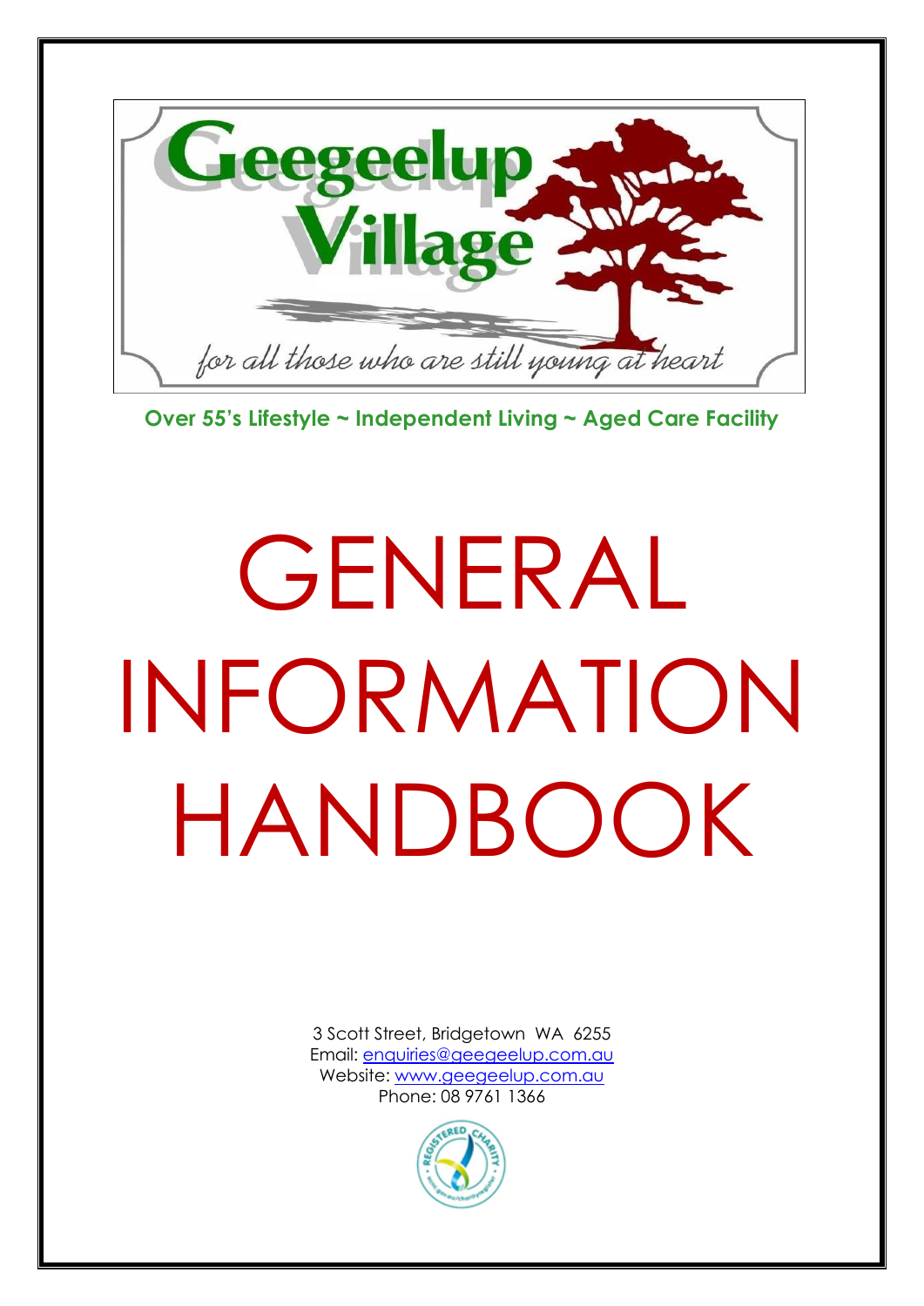Geegeelup Village

*for all those who are still young at heart*

**Over 55's Lifestyle ~ Independent Living ~ Aged Care Facility**

# GENERAL INFORMATION HANDBOOK

3 Scott Street, Bridgetown WA 6255
Email: enquiries@geegeelup.com.au
Website: www.geegeelup.com.au
Phone: 08 9761 1366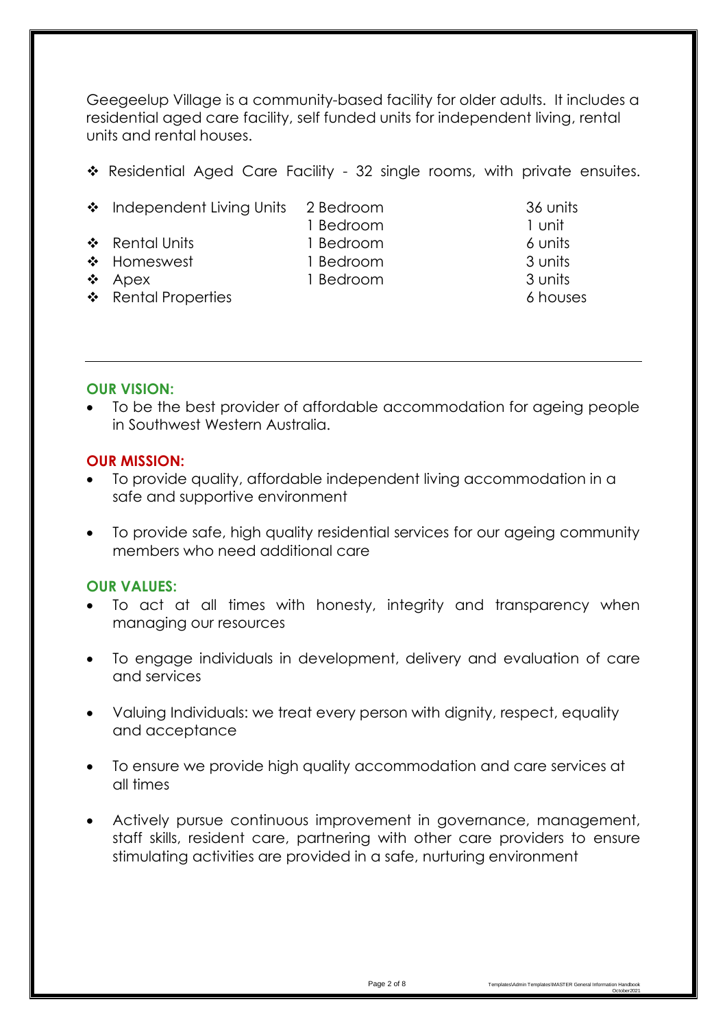Geegeelup Village is a community-based facility for older adults. It includes a residential aged care facility, self funded units for independent living, rental units and rental houses.

- Residential Aged Care Facility - 32 single rooms, with private ensuites.

| | | |
|---|---|---|
| ❖ Independent Living Units | 2 Bedroom | 36 units |
| | 1 Bedroom | 1 unit |
| ❖ Rental Units | 1 Bedroom | 6 units |
| ❖ Homeswest | 1 Bedroom | 3 units |
| ❖ Apex | 1 Bedroom | 3 units |
| ❖ Rental Properties | | 6 houses |

---

**OUR VISION:**

- To be the best provider of affordable accommodation for ageing people in Southwest Western Australia.

**OUR MISSION:**

- To provide quality, affordable independent living accommodation in a safe and supportive environment
- To provide safe, high quality residential services for our ageing community members who need additional care

**OUR VALUES:**

- To act at all times with honesty, integrity and transparency when managing our resources
- To engage individuals in development, delivery and evaluation of care and services
- Valuing Individuals: we treat every person with dignity, respect, equality and acceptance
- To ensure we provide high quality accommodation and care services at all times
- Actively pursue continuous improvement in governance, management, staff skills, resident care, partnering with other care providers to ensure stimulating activities are provided in a safe, nurturing environment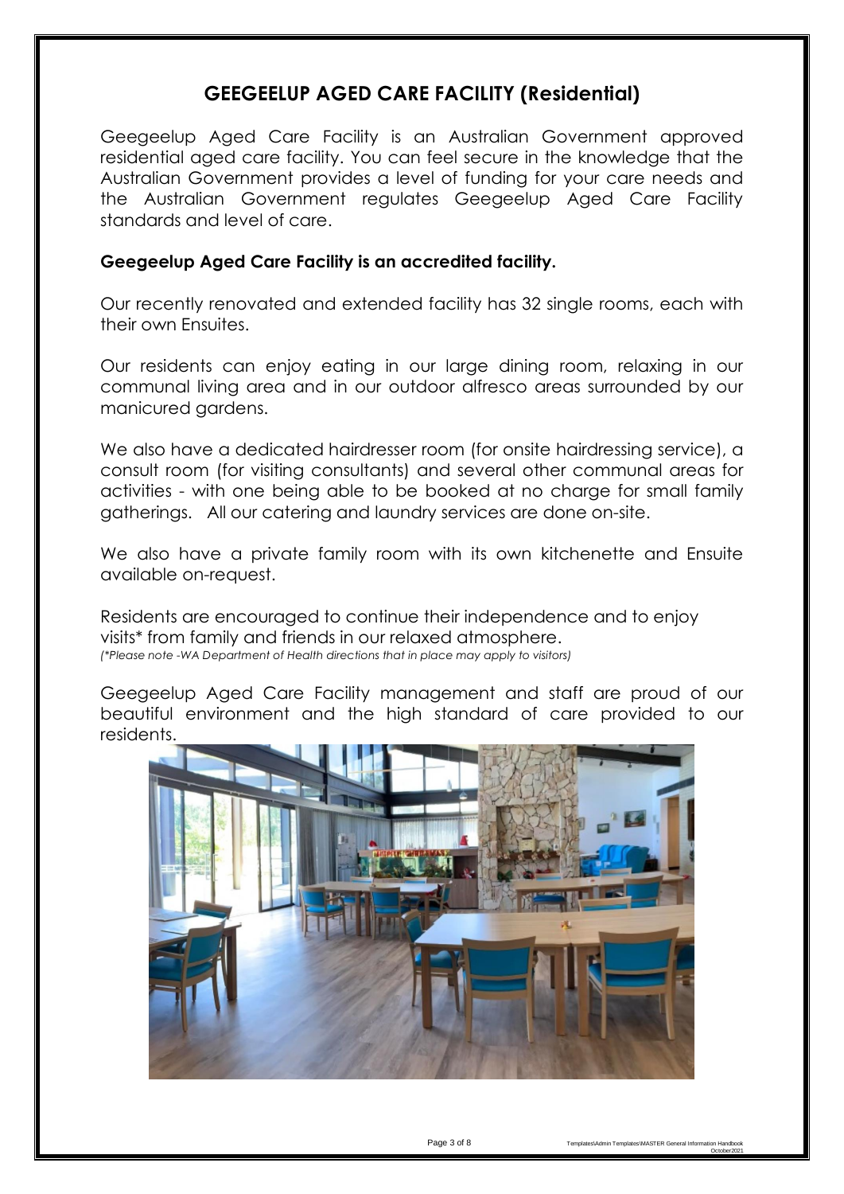# GEEGEELUP AGED CARE FACILITY (Residential)

Geegeelup Aged Care Facility is an Australian Government approved residential aged care facility. You can feel secure in the knowledge that the Australian Government provides a level of funding for your care needs and the Australian Government regulates Geegeelup Aged Care Facility standards and level of care.

**Geegeelup Aged Care Facility is an accredited facility.**

Our recently renovated and extended facility has 32 single rooms, each with their own Ensuites.

Our residents can enjoy eating in our large dining room, relaxing in our communal living area and in our outdoor alfresco areas surrounded by our manicured gardens.

We also have a dedicated hairdresser room (for onsite hairdressing service), a consult room (for visiting consultants) and several other communal areas for activities - with one being able to be booked at no charge for small family gatherings. All our catering and laundry services are done on-site.

We also have a private family room with its own kitchenette and Ensuite available on-request.

Residents are encouraged to continue their independence and to enjoy visits* from family and friends in our relaxed atmosphere.
*(*Please note -WA Department of Health directions that in place may apply to visitors)*

Geegeelup Aged Care Facility management and staff are proud of our beautiful environment and the high standard of care provided to our residents.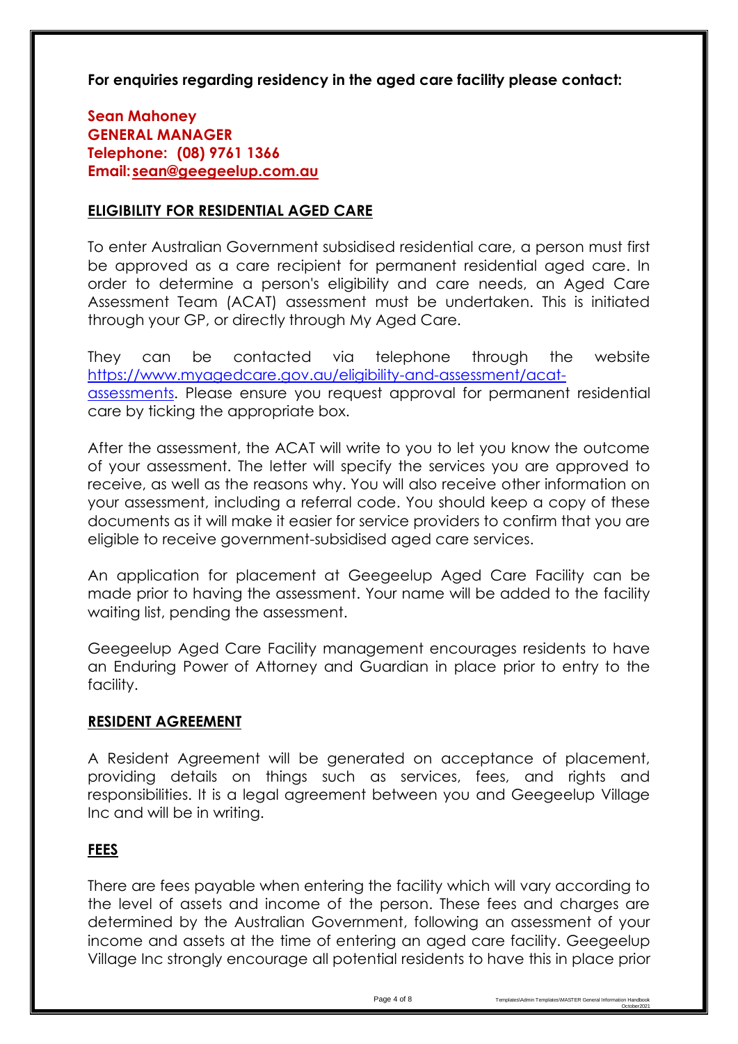**For enquiries regarding residency in the aged care facility please contact:**

**Sean Mahoney**
**GENERAL MANAGER**
**Telephone: (08) 9761 1366**
**Email: [sean@geegeelup.com.au](mailto:sean@geegeelup.com.au)**

## ELIGIBILITY FOR RESIDENTIAL AGED CARE

To enter Australian Government subsidised residential care, a person must first be approved as a care recipient for permanent residential aged care. In order to determine a person's eligibility and care needs, an Aged Care Assessment Team (ACAT) assessment must be undertaken. This is initiated through your GP, or directly through My Aged Care.

They can be contacted via telephone through the website [https://www.myagedcare.gov.au/eligibility-and-assessment/acat-assessments](https://www.myagedcare.gov.au/eligibility-and-assessment/acat-assessments). Please ensure you request approval for permanent residential care by ticking the appropriate box.

After the assessment, the ACAT will write to you to let you know the outcome of your assessment. The letter will specify the services you are approved to receive, as well as the reasons why. You will also receive other information on your assessment, including a referral code. You should keep a copy of these documents as it will make it easier for service providers to confirm that you are eligible to receive government-subsidised aged care services.

An application for placement at Geegeelup Aged Care Facility can be made prior to having the assessment. Your name will be added to the facility waiting list, pending the assessment.

Geegeelup Aged Care Facility management encourages residents to have an Enduring Power of Attorney and Guardian in place prior to entry to the facility.

## RESIDENT AGREEMENT

A Resident Agreement will be generated on acceptance of placement, providing details on things such as services, fees, and rights and responsibilities. It is a legal agreement between you and Geegeelup Village Inc and will be in writing.

## FEES

There are fees payable when entering the facility which will vary according to the level of assets and income of the person. These fees and charges are determined by the Australian Government, following an assessment of your income and assets at the time of entering an aged care facility. Geegeelup Village Inc strongly encourage all potential residents to have this in place prior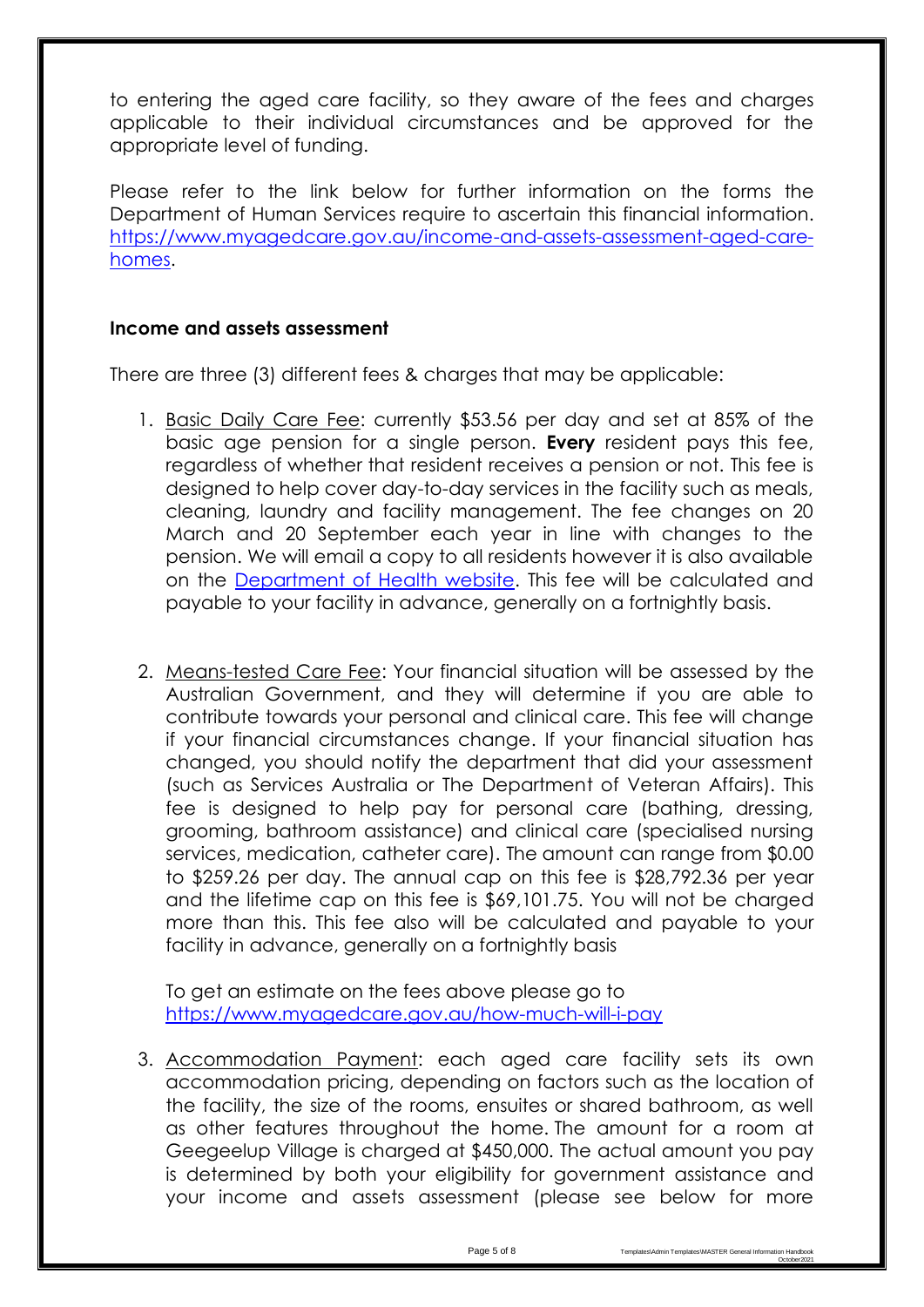to entering the aged care facility, so they aware of the fees and charges applicable to their individual circumstances and be approved for the appropriate level of funding.

Please refer to the link below for further information on the forms the Department of Human Services require to ascertain this financial information. [https://www.myagedcare.gov.au/income-and-assets-assessment-aged-care-homes](https://www.myagedcare.gov.au/income-and-assets-assessment-aged-care-homes).

**Income and assets assessment**

There are three (3) different fees & charges that may be applicable:

1. Basic Daily Care Fee: currently \$53.56 per day and set at 85% of the basic age pension for a single person. **Every** resident pays this fee, regardless of whether that resident receives a pension or not. This fee is designed to help cover day-to-day services in the facility such as meals, cleaning, laundry and facility management. The fee changes on 20 March and 20 September each year in line with changes to the pension. We will email a copy to all residents however it is also available on the Department of Health website. This fee will be calculated and payable to your facility in advance, generally on a fortnightly basis.

2. Means-tested Care Fee: Your financial situation will be assessed by the Australian Government, and they will determine if you are able to contribute towards your personal and clinical care. This fee will change if your financial circumstances change. If your financial situation has changed, you should notify the department that did your assessment (such as Services Australia or The Department of Veteran Affairs). This fee is designed to help pay for personal care (bathing, dressing, grooming, bathroom assistance) and clinical care (specialised nursing services, medication, catheter care). The amount can range from \$0.00 to \$259.26 per day. The annual cap on this fee is \$28,792.36 per year and the lifetime cap on this fee is \$69,101.75. You will not be charged more than this. This fee also will be calculated and payable to your facility in advance, generally on a fortnightly basis

   To get an estimate on the fees above please go to [https://www.myagedcare.gov.au/how-much-will-i-pay](https://www.myagedcare.gov.au/how-much-will-i-pay)

3. Accommodation Payment: each aged care facility sets its own accommodation pricing, depending on factors such as the location of the facility, the size of the rooms, ensuites or shared bathroom, as well as other features throughout the home. The amount for a room at Geegeelup Village is charged at \$450,000. The actual amount you pay is determined by both your eligibility for government assistance and your income and assets assessment (please see below for more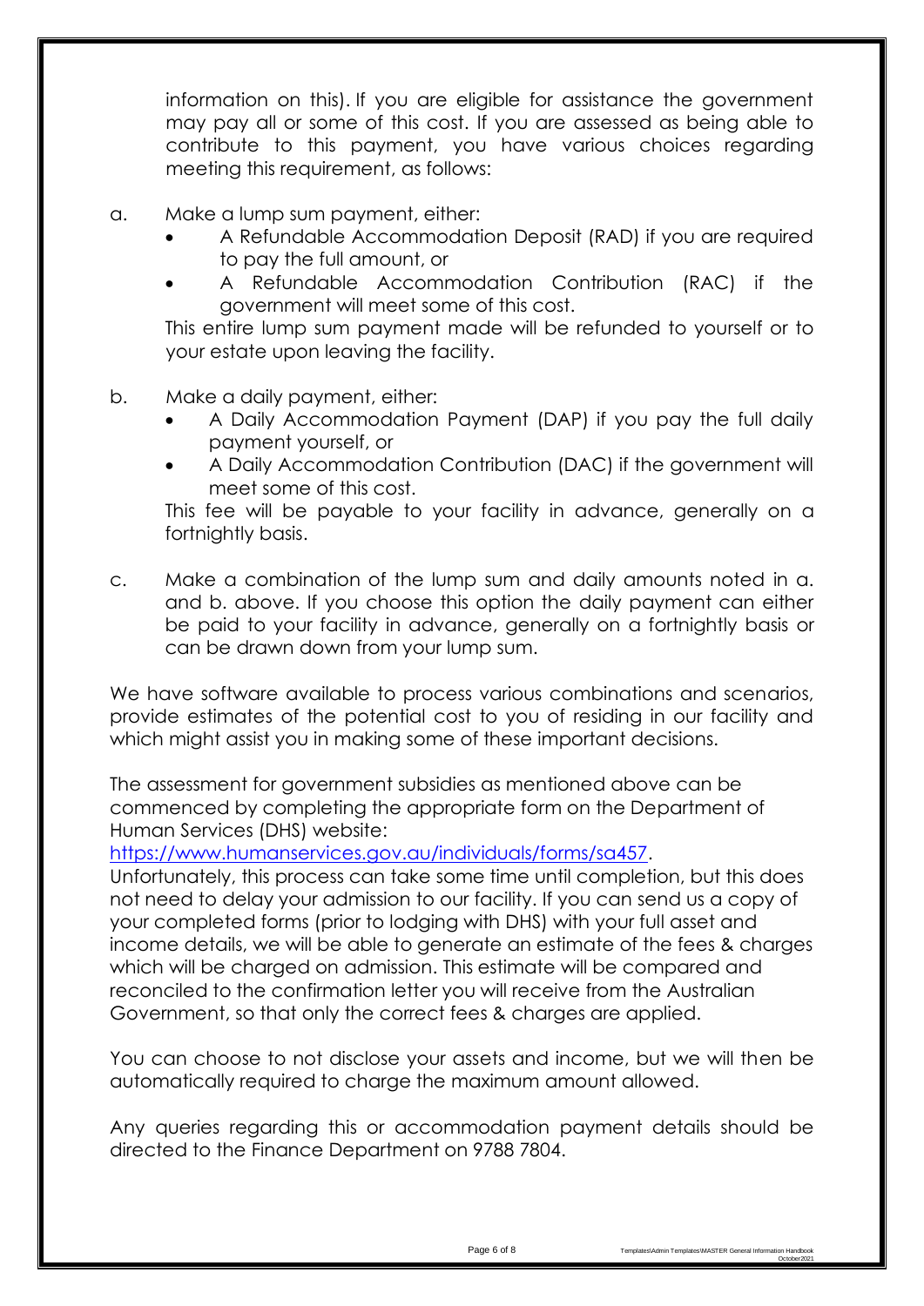information on this). If you are eligible for assistance the government may pay all or some of this cost. If you are assessed as being able to contribute to this payment, you have various choices regarding meeting this requirement, as follows:

a. Make a lump sum payment, either:
   - A Refundable Accommodation Deposit (RAD) if you are required to pay the full amount, or
   - A Refundable Accommodation Contribution (RAC) if the government will meet some of this cost.

   This entire lump sum payment made will be refunded to yourself or to your estate upon leaving the facility.

b. Make a daily payment, either:
   - A Daily Accommodation Payment (DAP) if you pay the full daily payment yourself, or
   - A Daily Accommodation Contribution (DAC) if the government will meet some of this cost.

   This fee will be payable to your facility in advance, generally on a fortnightly basis.

c. Make a combination of the lump sum and daily amounts noted in a. and b. above. If you choose this option the daily payment can either be paid to your facility in advance, generally on a fortnightly basis or can be drawn down from your lump sum.

We have software available to process various combinations and scenarios, provide estimates of the potential cost to you of residing in our facility and which might assist you in making some of these important decisions.

The assessment for government subsidies as mentioned above can be commenced by completing the appropriate form on the Department of Human Services (DHS) website:
[https://www.humanservices.gov.au/individuals/forms/sa457](https://www.humanservices.gov.au/individuals/forms/sa457).
Unfortunately, this process can take some time until completion, but this does not need to delay your admission to our facility. If you can send us a copy of your completed forms (prior to lodging with DHS) with your full asset and income details, we will be able to generate an estimate of the fees & charges which will be charged on admission. This estimate will be compared and reconciled to the confirmation letter you will receive from the Australian Government, so that only the correct fees & charges are applied.

You can choose to not disclose your assets and income, but we will then be automatically required to charge the maximum amount allowed.

Any queries regarding this or accommodation payment details should be directed to the Finance Department on 9788 7804.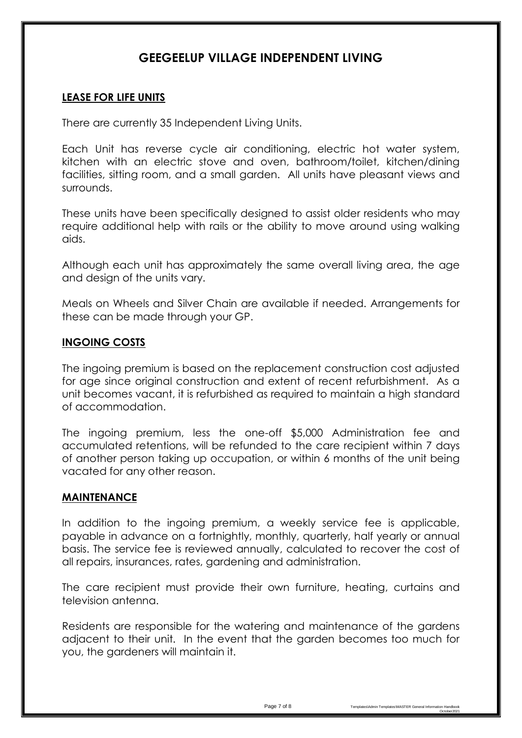# GEEGEELUP VILLAGE INDEPENDENT LIVING

## LEASE FOR LIFE UNITS

There are currently 35 Independent Living Units.

Each Unit has reverse cycle air conditioning, electric hot water system, kitchen with an electric stove and oven, bathroom/toilet, kitchen/dining facilities, sitting room, and a small garden. All units have pleasant views and surrounds.

These units have been specifically designed to assist older residents who may require additional help with rails or the ability to move around using walking aids.

Although each unit has approximately the same overall living area, the age and design of the units vary.

Meals on Wheels and Silver Chain are available if needed. Arrangements for these can be made through your GP.

## INGOING COSTS

The ingoing premium is based on the replacement construction cost adjusted for age since original construction and extent of recent refurbishment. As a unit becomes vacant, it is refurbished as required to maintain a high standard of accommodation.

The ingoing premium, less the one-off $5,000 Administration fee and accumulated retentions, will be refunded to the care recipient within 7 days of another person taking up occupation, or within 6 months of the unit being vacated for any other reason.

## MAINTENANCE

In addition to the ingoing premium, a weekly service fee is applicable, payable in advance on a fortnightly, monthly, quarterly, half yearly or annual basis. The service fee is reviewed annually, calculated to recover the cost of all repairs, insurances, rates, gardening and administration.

The care recipient must provide their own furniture, heating, curtains and television antenna.

Residents are responsible for the watering and maintenance of the gardens adjacent to their unit. In the event that the garden becomes too much for you, the gardeners will maintain it.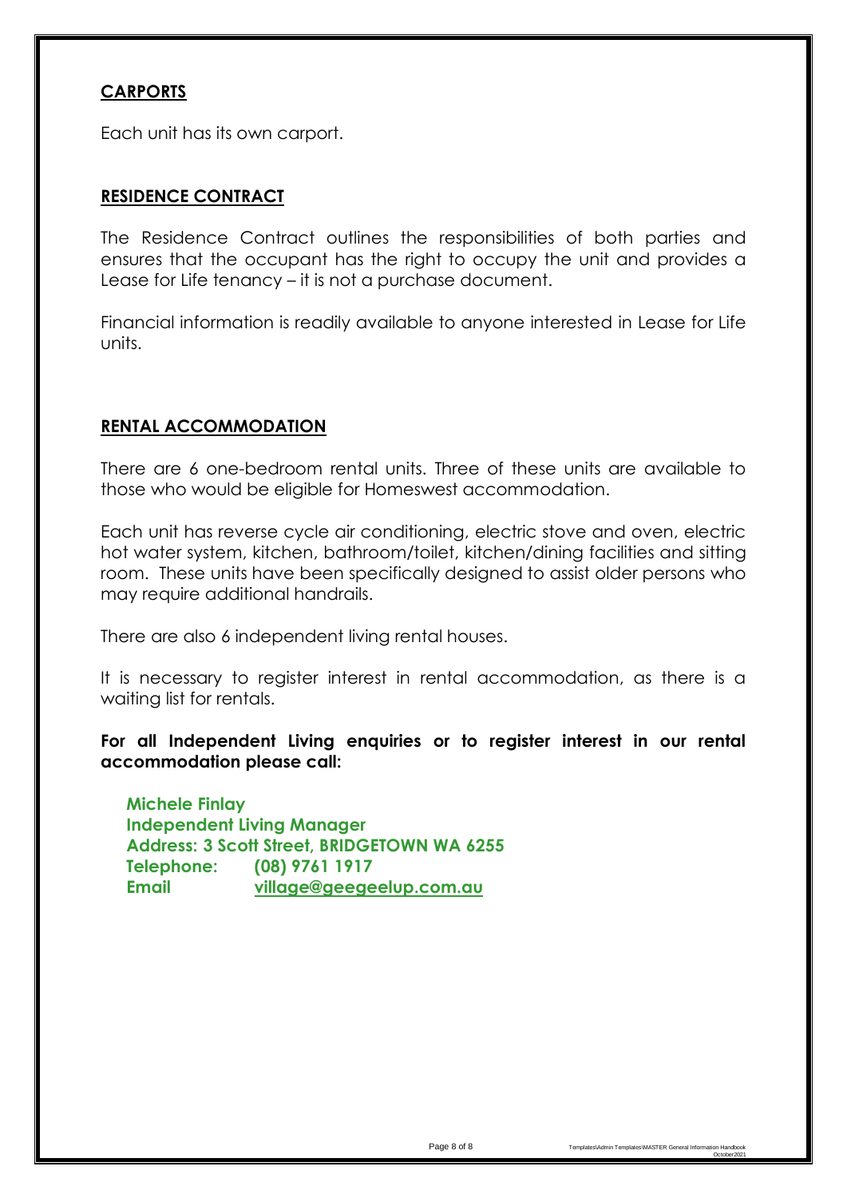## CARPORTS

Each unit has its own carport.

## RESIDENCE CONTRACT

The Residence Contract outlines the responsibilities of both parties and ensures that the occupant has the right to occupy the unit and provides a Lease for Life tenancy – it is not a purchase document.

Financial information is readily available to anyone interested in Lease for Life units.

## RENTAL ACCOMMODATION

There are 6 one-bedroom rental units. Three of these units are available to those who would be eligible for Homeswest accommodation.

Each unit has reverse cycle air conditioning, electric stove and oven, electric hot water system, kitchen, bathroom/toilet, kitchen/dining facilities and sitting room. These units have been specifically designed to assist older persons who may require additional handrails.

There are also 6 independent living rental houses.

It is necessary to register interest in rental accommodation, as there is a waiting list for rentals.

**For all Independent Living enquiries or to register interest in our rental accommodation please call:**

**Michele Finlay**
**Independent Living Manager**
**Address: 3 Scott Street, BRIDGETOWN WA 6255**
**Telephone: (08) 9761 1917**
**Email village@geegeelup.com.au**